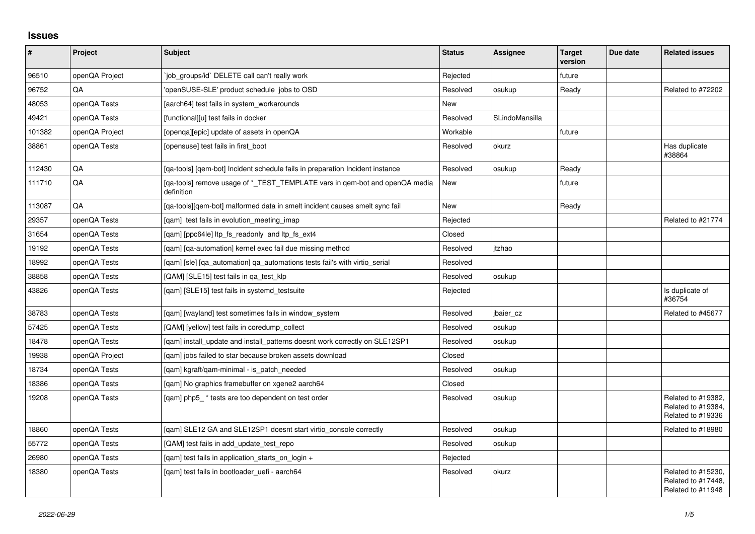## Issues

| # | Project | Subject | Status | Assignee | Target version | Due date | Related issues |
|---|---|---|---|---|---|---|---|
| 96510 | openQA Project | `job_groups/id` DELETE call can't really work | Rejected | | future | | |
| 96752 | QA | 'openSUSE-SLE' product schedule jobs to OSD | Resolved | osukup | Ready | | Related to #72202 |
| 48053 | openQA Tests | [aarch64] test fails in system_workarounds | New | | | | |
| 49421 | openQA Tests | [functional][u] test fails in docker | Resolved | SLindoMansilla | | | |
| 101382 | openQA Project | [openqa][epic] update of assets in openQA | Workable | | future | | |
| 38861 | openQA Tests | [opensuse] test fails in first_boot | Resolved | okurz | | | Has duplicate #38864 |
| 112430 | QA | [qa-tools] [qem-bot] Incident schedule fails in preparation Incident instance | Resolved | osukup | Ready | | |
| 111710 | QA | [qa-tools] remove usage of *_TEST_TEMPLATE vars in qem-bot and openQA media definition | New | | future | | |
| 113087 | QA | [qa-tools][qem-bot] malformed data in smelt incident causes smelt sync fail | New | | Ready | | |
| 29357 | openQA Tests | [qam] test fails in evolution_meeting_imap | Rejected | | | | Related to #21774 |
| 31654 | openQA Tests | [qam] [ppc64le] ltp_fs_readonly and ltp_fs_ext4 | Closed | | | | |
| 19192 | openQA Tests | [qam] [qa-automation] kernel exec fail due missing method | Resolved | jtzhao | | | |
| 18992 | openQA Tests | [qam] [sle] [qa_automation] qa_automations tests fail's with virtio_serial | Resolved | | | | |
| 38858 | openQA Tests | [QAM] [SLE15] test fails in qa_test_klp | Resolved | osukup | | | |
| 43826 | openQA Tests | [qam] [SLE15] test fails in systemd_testsuite | Rejected | | | | Is duplicate of #36754 |
| 38783 | openQA Tests | [qam] [wayland] test sometimes fails in window_system | Resolved | jbaier_cz | | | Related to #45677 |
| 57425 | openQA Tests | [QAM] [yellow] test fails in coredump_collect | Resolved | osukup | | | |
| 18478 | openQA Tests | [qam] install_update and install_patterns doesnt work correctly on SLE12SP1 | Resolved | osukup | | | |
| 19938 | openQA Project | [qam] jobs failed to star because broken assets download | Closed | | | | |
| 18734 | openQA Tests | [qam] kgraft/qam-minimal - is_patch_needed | Resolved | osukup | | | |
| 18386 | openQA Tests | [qam] No graphics framebuffer on xgene2 aarch64 | Closed | | | | |
| 19208 | openQA Tests | [qam] php5_ * tests are too dependent on test order | Resolved | osukup | | | Related to #19382, Related to #19384, Related to #19336 |
| 18860 | openQA Tests | [qam] SLE12 GA and SLE12SP1 doesnt start virtio_console correctly | Resolved | osukup | | | Related to #18980 |
| 55772 | openQA Tests | [QAM] test fails in add_update_test_repo | Resolved | osukup | | | |
| 26980 | openQA Tests | [qam] test fails in application_starts_on_login + | Rejected | | | | |
| 18380 | openQA Tests | [qam] test fails in bootloader_uefi - aarch64 | Resolved | okurz | | | Related to #15230, Related to #17448, Related to #11948 |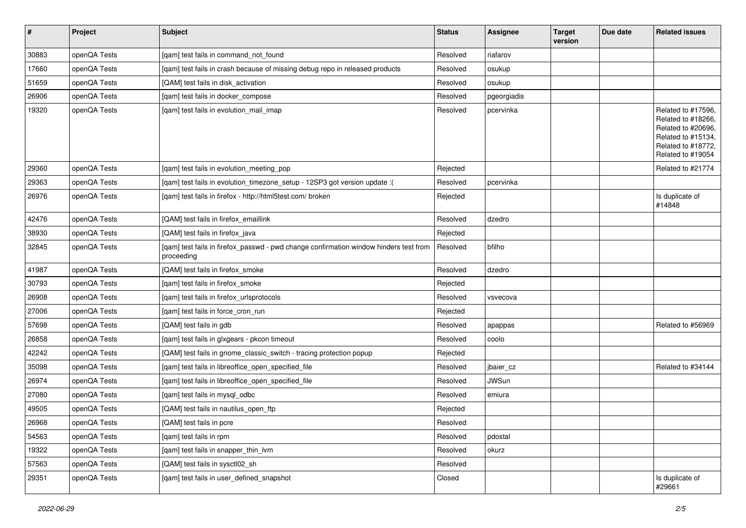| # | Project | Subject | Status | Assignee | Target version | Due date | Related issues |
|---|---|---|---|---|---|---|---|
| 30883 | openQA Tests | [qam] test fails in command_not_found | Resolved | riafarov | | | |
| 17660 | openQA Tests | [qam] test fails in crash because of missing debug repo in released products | Resolved | osukup | | | |
| 51659 | openQA Tests | [QAM] test fails in disk_activation | Resolved | osukup | | | |
| 26906 | openQA Tests | [qam] test fails in docker_compose | Resolved | pgeorgiadis | | | |
| 19320 | openQA Tests | [qam] test fails in evolution_mail_imap | Resolved | pcervinka | | | Related to #17596, Related to #18266, Related to #20696, Related to #15134, Related to #18772, Related to #19054 |
| 29360 | openQA Tests | [qam] test fails in evolution_meeting_pop | Rejected | | | | Related to #21774 |
| 29363 | openQA Tests | [qam] test fails in evolution_timezone_setup - 12SP3 got version update :( | Resolved | pcervinka | | | |
| 26976 | openQA Tests | [qam] test fails in firefox - http://html5test.com/ broken | Rejected | | | | Is duplicate of #14848 |
| 42476 | openQA Tests | [QAM] test fails in firefox_emaillink | Resolved | dzedro | | | |
| 38930 | openQA Tests | [QAM] test fails in firefox_java | Rejected | | | | |
| 32845 | openQA Tests | [qam] test fails in firefox_passwd - pwd change confirmation window hinders test from proceeding | Resolved | bfilho | | | |
| 41987 | openQA Tests | [QAM] test fails in firefox_smoke | Resolved | dzedro | | | |
| 30793 | openQA Tests | [qam] test fails in firefox_smoke | Rejected | | | | |
| 26908 | openQA Tests | [qam] test fails in firefox_urlsprotocols | Resolved | vsvecova | | | |
| 27006 | openQA Tests | [qam] test fails in force_cron_run | Rejected | | | | |
| 57698 | openQA Tests | [QAM] test fails in gdb | Resolved | apappas | | | Related to #56969 |
| 26858 | openQA Tests | [qam] test fails in glxgears - pkcon timeout | Resolved | coolo | | | |
| 42242 | openQA Tests | [QAM] test fails in gnome_classic_switch - tracing protection popup | Rejected | | | | |
| 35098 | openQA Tests | [qam] test fails in libreoffice_open_specified_file | Resolved | jbaier_cz | | | Related to #34144 |
| 26974 | openQA Tests | [qam] test fails in libreoffice_open_specified_file | Resolved | JWSun | | | |
| 27080 | openQA Tests | [qam] test fails in mysql_odbc | Resolved | emiura | | | |
| 49505 | openQA Tests | [QAM] test fails in nautilus_open_ftp | Rejected | | | | |
| 26968 | openQA Tests | [QAM] test fails in pcre | Resolved | | | | |
| 54563 | openQA Tests | [qam] test fails in rpm | Resolved | pdostal | | | |
| 19322 | openQA Tests | [qam] test fails in snapper_thin_lvm | Resolved | okurz | | | |
| 57563 | openQA Tests | [QAM] test fails in sysctl02_sh | Resolved | | | | |
| 29351 | openQA Tests | [qam] test fails in user_defined_snapshot | Closed | | | | Is duplicate of #29661 |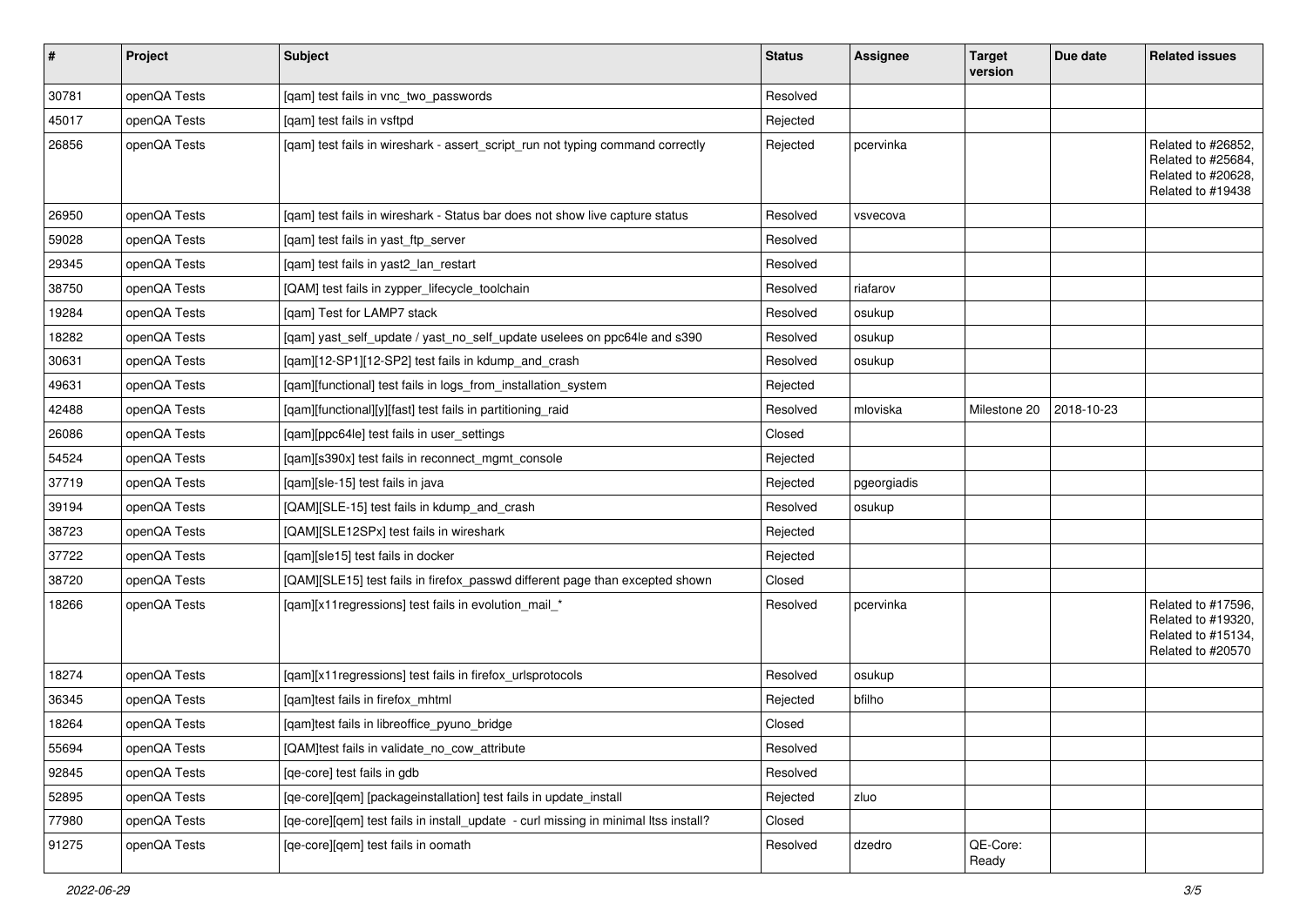| # | Project | Subject | Status | Assignee | Target version | Due date | Related issues |
|---|---|---|---|---|---|---|---|
| 30781 | openQA Tests | [qam] test fails in vnc_two_passwords | Resolved | | | | |
| 45017 | openQA Tests | [qam] test fails in vsftpd | Rejected | | | | |
| 26856 | openQA Tests | [qam] test fails in wireshark - assert_script_run not typing command correctly | Rejected | pcervinka | | | Related to #26852, Related to #25684, Related to #20628, Related to #19438 |
| 26950 | openQA Tests | [qam] test fails in wireshark - Status bar does not show live capture status | Resolved | vsvecova | | | |
| 59028 | openQA Tests | [qam] test fails in yast_ftp_server | Resolved | | | | |
| 29345 | openQA Tests | [qam] test fails in yast2_lan_restart | Resolved | | | | |
| 38750 | openQA Tests | [QAM] test fails in zypper_lifecycle_toolchain | Resolved | riafarov | | | |
| 19284 | openQA Tests | [qam] Test for LAMP7 stack | Resolved | osukup | | | |
| 18282 | openQA Tests | [qam] yast_self_update / yast_no_self_update uselees on ppc64le and s390 | Resolved | osukup | | | |
| 30631 | openQA Tests | [qam][12-SP1][12-SP2] test fails in kdump_and_crash | Resolved | osukup | | | |
| 49631 | openQA Tests | [qam][functional] test fails in logs_from_installation_system | Rejected | | | | |
| 42488 | openQA Tests | [qam][functional][y][fast] test fails in partitioning_raid | Resolved | mloviska | Milestone 20 | 2018-10-23 | |
| 26086 | openQA Tests | [qam][ppc64le] test fails in user_settings | Closed | | | | |
| 54524 | openQA Tests | [qam][s390x] test fails in reconnect_mgmt_console | Rejected | | | | |
| 37719 | openQA Tests | [qam][sle-15] test fails in java | Rejected | pgeorgiadis | | | |
| 39194 | openQA Tests | [QAM][SLE-15] test fails in kdump_and_crash | Resolved | osukup | | | |
| 38723 | openQA Tests | [QAM][SLE12SPx] test fails in wireshark | Rejected | | | | |
| 37722 | openQA Tests | [qam][sle15] test fails in docker | Rejected | | | | |
| 38720 | openQA Tests | [QAM][SLE15] test fails in firefox_passwd different page than excepted shown | Closed | | | | |
| 18266 | openQA Tests | [qam][x11regressions] test fails in evolution_mail_* | Resolved | pcervinka | | | Related to #17596, Related to #19320, Related to #15134, Related to #20570 |
| 18274 | openQA Tests | [qam][x11regressions] test fails in firefox_urlsprotocols | Resolved | osukup | | | |
| 36345 | openQA Tests | [qam]test fails in firefox_mhtml | Rejected | bfilho | | | |
| 18264 | openQA Tests | [qam]test fails in libreoffice_pyuno_bridge | Closed | | | | |
| 55694 | openQA Tests | [QAM]test fails in validate_no_cow_attribute | Resolved | | | | |
| 92845 | openQA Tests | [qe-core] test fails in gdb | Resolved | | | | |
| 52895 | openQA Tests | [qe-core][qem] [packageinstallation] test fails in update_install | Rejected | zluo | | | |
| 77980 | openQA Tests | [qe-core][qem] test fails in install_update - curl missing in minimal ltss install? | Closed | | | | |
| 91275 | openQA Tests | [qe-core][qem] test fails in oomath | Resolved | dzedro | QE-Core: Ready | | |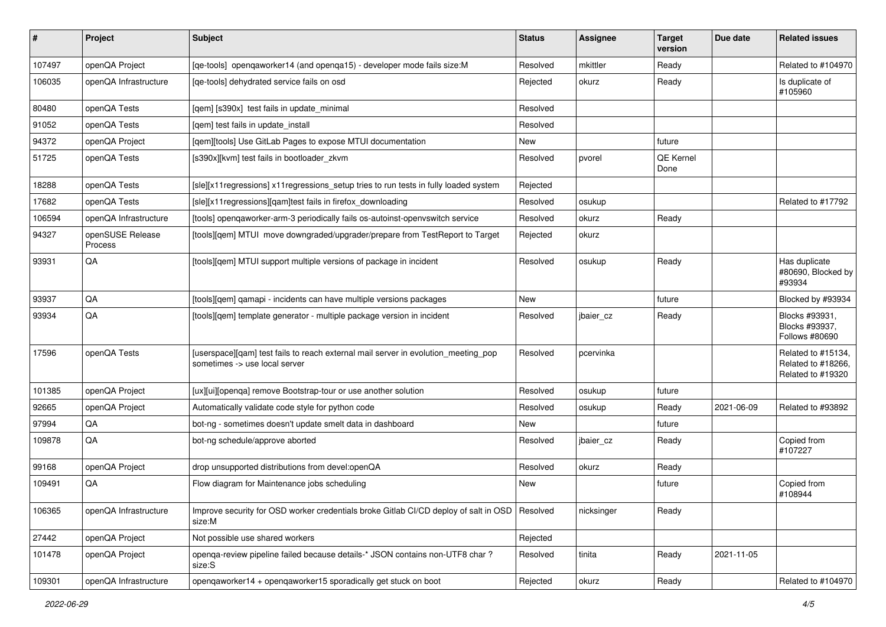| # | Project | Subject | Status | Assignee | Target version | Due date | Related issues |
|---|---|---|---|---|---|---|---|
| 107497 | openQA Project | [qe-tools] openqaworker14 (and openqa15) - developer mode fails size:M | Resolved | mkittler | Ready | | Related to #104970 |
| 106035 | openQA Infrastructure | [qe-tools] dehydrated service fails on osd | Rejected | okurz | Ready | | Is duplicate of #105960 |
| 80480 | openQA Tests | [qem] [s390x] test fails in update_minimal | Resolved | | | | |
| 91052 | openQA Tests | [qem] test fails in update_install | Resolved | | | | |
| 94372 | openQA Project | [qem][tools] Use GitLab Pages to expose MTUI documentation | New | | future | | |
| 51725 | openQA Tests | [s390x][kvm] test fails in bootloader_zkvm | Resolved | pvorel | QE Kernel Done | | |
| 18288 | openQA Tests | [sle][x11regressions] x11regressions_setup tries to run tests in fully loaded system | Rejected | | | | |
| 17682 | openQA Tests | [sle][x11regressions][qam]test fails in firefox_downloading | Resolved | osukup | | | Related to #17792 |
| 106594 | openQA Infrastructure | [tools] openqaworker-arm-3 periodically fails os-autoinst-openvswitch service | Resolved | okurz | Ready | | |
| 94327 | openSUSE Release Process | [tools][qem] MTUI move downgraded/upgrader/prepare from TestReport to Target | Rejected | okurz | | | |
| 93931 | QA | [tools][qem] MTUI support multiple versions of package in incident | Resolved | osukup | Ready | | Has duplicate #80690, Blocked by #93934 |
| 93937 | QA | [tools][qem] qamapi - incidents can have multiple versions packages | New | | future | | Blocked by #93934 |
| 93934 | QA | [tools][qem] template generator - multiple package version in incident | Resolved | jbaier_cz | Ready | | Blocks #93931, Blocks #93937, Follows #80690 |
| 17596 | openQA Tests | [userspace][qam] test fails to reach external mail server in evolution_meeting_pop sometimes -> use local server | Resolved | pcervinka | | | Related to #15134, Related to #18266, Related to #19320 |
| 101385 | openQA Project | [ux][ui][openqa] remove Bootstrap-tour or use another solution | Resolved | osukup | future | | |
| 92665 | openQA Project | Automatically validate code style for python code | Resolved | osukup | Ready | 2021-06-09 | Related to #93892 |
| 97994 | QA | bot-ng - sometimes doesn't update smelt data in dashboard | New | | future | | |
| 109878 | QA | bot-ng schedule/approve aborted | Resolved | jbaier_cz | Ready | | Copied from #107227 |
| 99168 | openQA Project | drop unsupported distributions from devel:openQA | Resolved | okurz | Ready | | |
| 109491 | QA | Flow diagram for Maintenance jobs scheduling | New | | future | | Copied from #108944 |
| 106365 | openQA Infrastructure | Improve security for OSD worker credentials broke Gitlab CI/CD deploy of salt in OSD size:M | Resolved | nicksinger | Ready | | |
| 27442 | openQA Project | Not possible use shared workers | Rejected | | | | |
| 101478 | openQA Project | openqa-review pipeline failed because details-* JSON contains non-UTF8 char ? size:S | Resolved | tinita | Ready | 2021-11-05 | |
| 109301 | openQA Infrastructure | openqaworker14 + openqaworker15 sporadically get stuck on boot | Rejected | okurz | Ready | | Related to #104970 |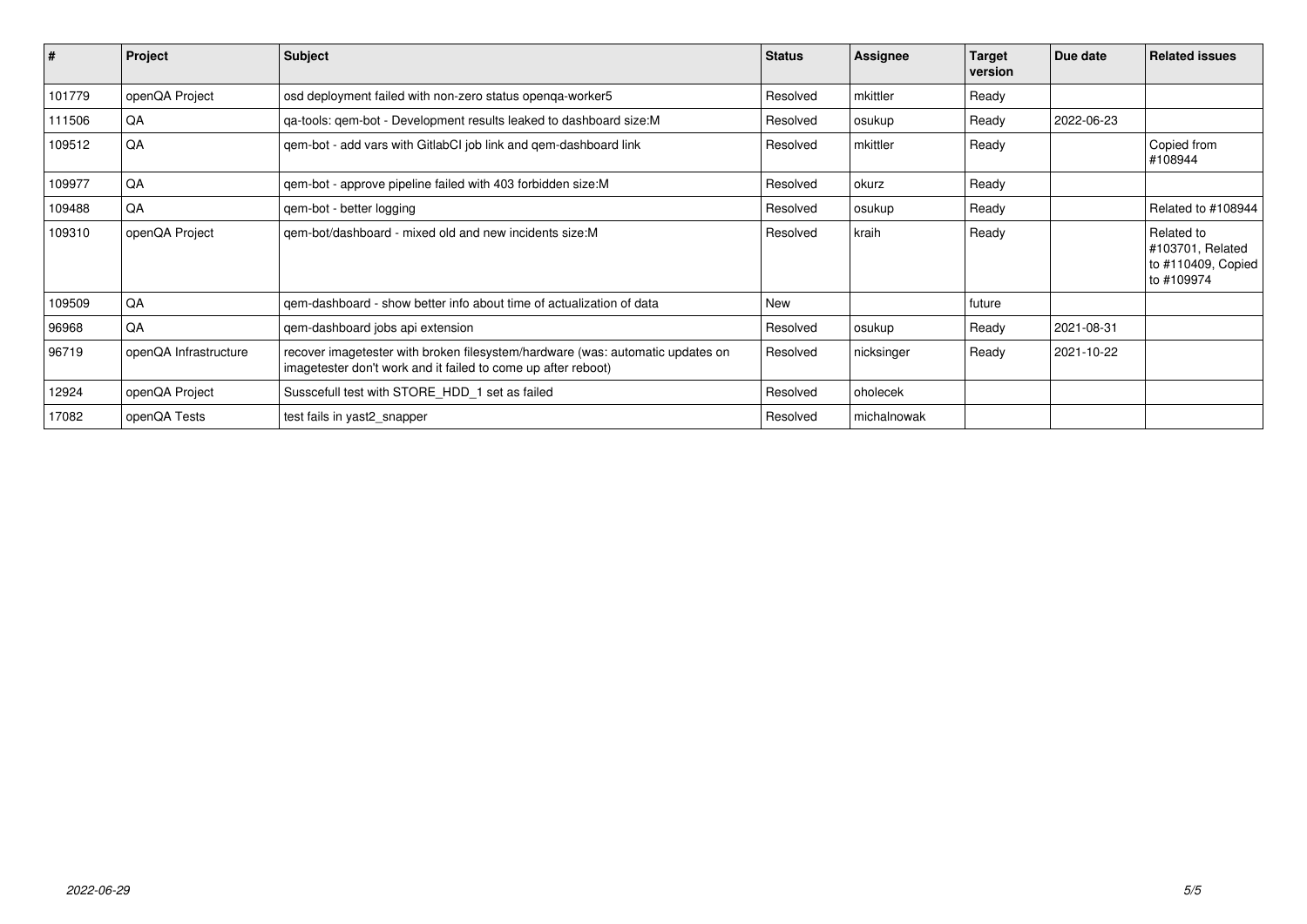| # | Project | Subject | Status | Assignee | Target version | Due date | Related issues |
|---|---|---|---|---|---|---|---|
| 101779 | openQA Project | osd deployment failed with non-zero status openqa-worker5 | Resolved | mkittler | Ready | | |
| 111506 | QA | qa-tools: qem-bot - Development results leaked to dashboard size:M | Resolved | osukup | Ready | 2022-06-23 | |
| 109512 | QA | qem-bot - add vars with GitlabCI job link and qem-dashboard link | Resolved | mkittler | Ready | | Copied from #108944 |
| 109977 | QA | qem-bot - approve pipeline failed with 403 forbidden size:M | Resolved | okurz | Ready | | |
| 109488 | QA | qem-bot - better logging | Resolved | osukup | Ready | | Related to #108944 |
| 109310 | openQA Project | qem-bot/dashboard - mixed old and new incidents size:M | Resolved | kraih | Ready | | Related to #103701, Related to #110409, Copied to #109974 |
| 109509 | QA | qem-dashboard - show better info about time of actualization of data | New | | future | | |
| 96968 | QA | qem-dashboard jobs api extension | Resolved | osukup | Ready | 2021-08-31 | |
| 96719 | openQA Infrastructure | recover imagetester with broken filesystem/hardware (was: automatic updates on imagetester don't work and it failed to come up after reboot) | Resolved | nicksinger | Ready | 2021-10-22 | |
| 12924 | openQA Project | Susscefull test with STORE_HDD_1 set as failed | Resolved | oholecek | | | |
| 17082 | openQA Tests | test fails in yast2_snapper | Resolved | michalnowak | | | |